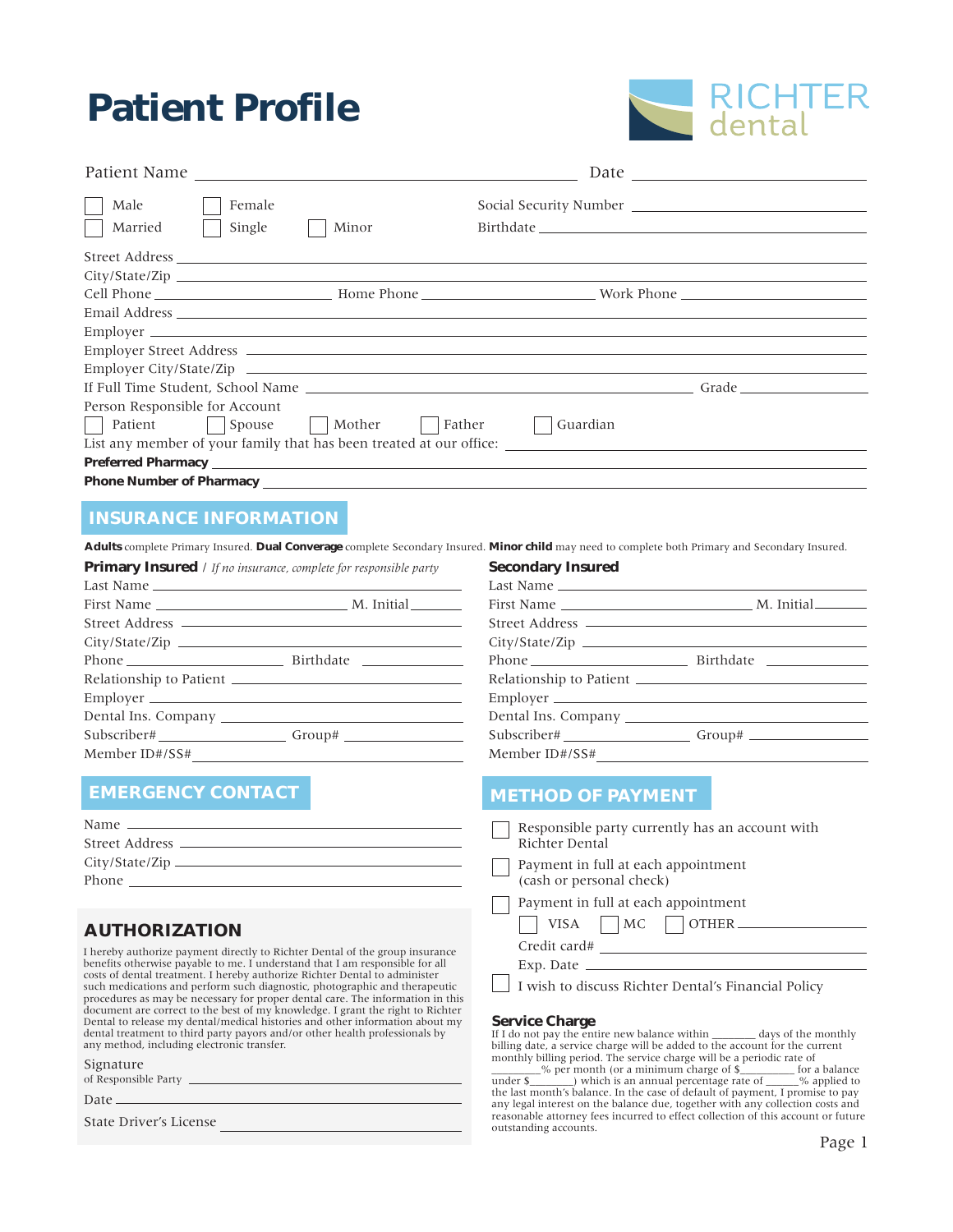# Patient Profile

RICHTER dental

Patient Name ______________________________ Date ______________

☐ Male ☐ Female
☐ Married ☐ Single ☐ Minor

Social Security Number ______________
Birthdate ______________

Street Address ______________________________
City/State/Zip ______________________________
Cell Phone ______________ Home Phone ______________ Work Phone ______________
Email Address ______________________________
Employer ______________________________
Employer Street Address ______________________________
Employer City/State/Zip ______________________________
If Full Time Student, School Name ______________________________ Grade ______
Person Responsible for Account
☐ Patient ☐ Spouse ☐ Mother ☐ Father ☐ Guardian
List any member of your family that has been treated at our office: ______________________________
**Preferred Pharmacy** ______________________________
**Phone Number of Pharmacy** ______________________________

## INSURANCE INFORMATION

**Adults** complete Primary Insured. **Dual Converage** complete Secondary Insured. **Minor child** may need to complete both Primary and Secondary Insured.

### Primary Insured / *If no insurance, complete for responsible party*

Last Name ______________________________
First Name ______________ M. Initial ______
Street Address ______________________________
City/State/Zip ______________________________
Phone ______________ Birthdate ______________
Relationship to Patient ______________________________
Employer ______________________________
Dental Ins. Company ______________________________
Subscriber# ______________ Group# ______________
Member ID#/SS# ______________________________

### Secondary Insured

Last Name ______________________________
First Name ______________ M. Initial ______
Street Address ______________________________
City/State/Zip ______________________________
Phone ______________ Birthdate ______________
Relationship to Patient ______________________________
Employer ______________________________
Dental Ins. Company ______________________________
Subscriber# ______________ Group# ______________
Member ID#/SS# ______________________________

## EMERGENCY CONTACT

Name ______________________________
Street Address ______________________________
City/State/Zip ______________________________
Phone ______________________________

## AUTHORIZATION

I hereby authorize payment directly to Richter Dental of the group insurance benefits otherwise payable to me. I understand that I am responsible for all costs of dental treatment. I hereby authorize Richter Dental to administer such medications and perform such diagnostic, photographic and therapeutic procedures as may be necessary for proper dental care. The information in this document are correct to the best of my knowledge. I grant the right to Richter Dental to release my dental/medical histories and other information about my dental treatment to third party payors and/or other health professionals by any method, including electronic transfer.

Signature of Responsible Party ______________________________
Date ______________________________
State Driver's License ______________________________

## METHOD OF PAYMENT

☐ Responsible party currently has an account with Richter Dental

☐ Payment in full at each appointment (cash or personal check)

☐ Payment in full at each appointment
☐ VISA ☐ MC ☐ OTHER ______________
Credit card# ______________________________
Exp. Date ______________________________

☐ I wish to discuss Richter Dental's Financial Policy

### Service Charge

If I do not pay the entire new balance within ________ days of the monthly billing date, a service charge will be added to the account for the current monthly billing period. The service charge will be a periodic rate of __________% per month (or a minimum charge of $__________ for a balance under $________) which is an annual percentage rate of ______% applied to the last month's balance. In the case of default of payment, I promise to pay any legal interest on the balance due, together with any collection costs and reasonable attorney fees incurred to effect collection of this account or future outstanding accounts.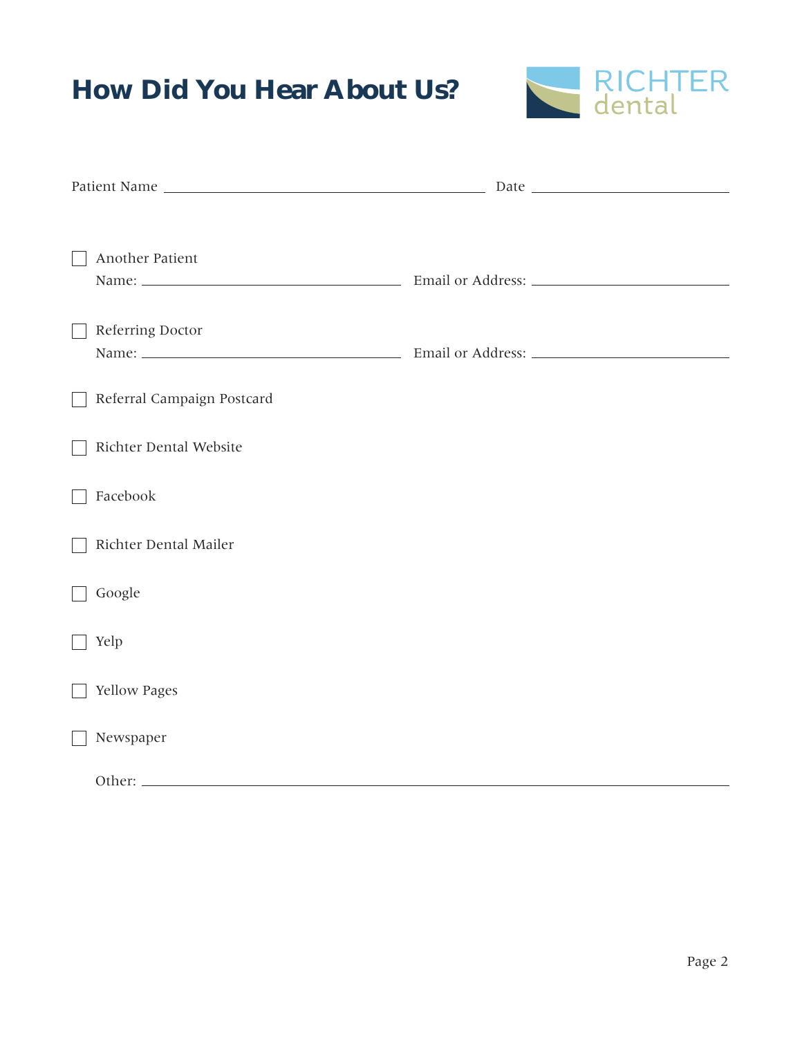# How Did You Hear About Us?

RICHTER dental

Patient Name ______________________________ Date ____________________

- [ ] Another Patient
  Name: ________________________ Email or Address: ____________________

- [ ] Referring Doctor
  Name: ________________________ Email or Address: ____________________

- [ ] Referral Campaign Postcard

- [ ] Richter Dental Website

- [ ] Facebook

- [ ] Richter Dental Mailer

- [ ] Google

- [ ] Yelp

- [ ] Yellow Pages

- [ ] Newspaper

Other: ______________________________________________________________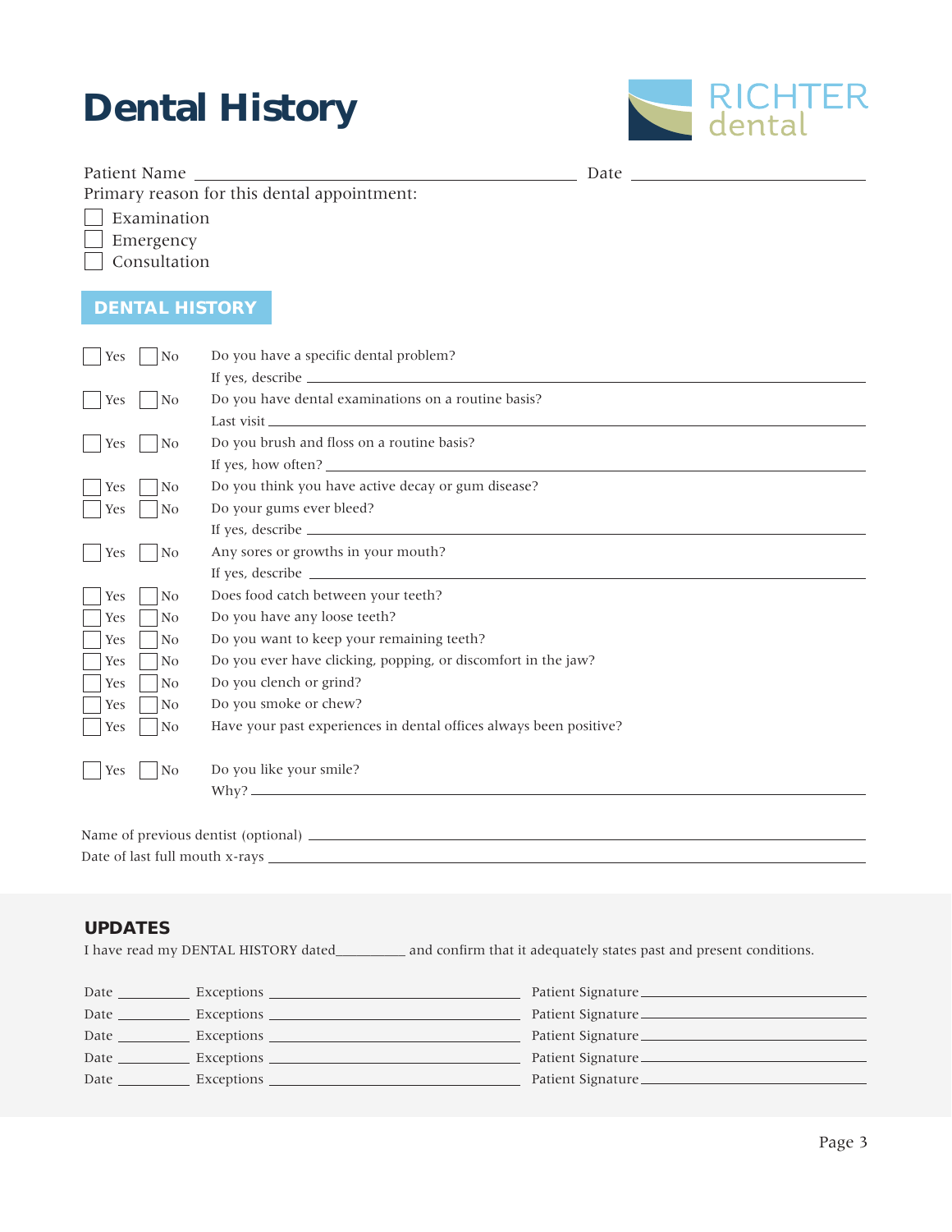# Dental History

RICHTER dental

Patient Name ______________________________ Date ______________

Primary reason for this dental appointment:

- ☐ Examination
- ☐ Emergency
- ☐ Consultation

## DENTAL HISTORY

| | | |
|---|---|---|
| ☐ Yes | ☐ No | Do you have a specific dental problem?<br>If yes, describe ______________________________ |
| ☐ Yes | ☐ No | Do you have dental examinations on a routine basis?<br>Last visit ______________________________ |
| ☐ Yes | ☐ No | Do you brush and floss on a routine basis?<br>If yes, how often? ______________________________ |
| ☐ Yes | ☐ No | Do you think you have active decay or gum disease? |
| ☐ Yes | ☐ No | Do your gums ever bleed?<br>If yes, describe ______________________________ |
| ☐ Yes | ☐ No | Any sores or growths in your mouth?<br>If yes, describe ______________________________ |
| ☐ Yes | ☐ No | Does food catch between your teeth? |
| ☐ Yes | ☐ No | Do you have any loose teeth? |
| ☐ Yes | ☐ No | Do you want to keep your remaining teeth? |
| ☐ Yes | ☐ No | Do you ever have clicking, popping, or discomfort in the jaw? |
| ☐ Yes | ☐ No | Do you clench or grind? |
| ☐ Yes | ☐ No | Do you smoke or chew? |
| ☐ Yes | ☐ No | Have your past experiences in dental offices always been positive? |
| ☐ Yes | ☐ No | Do you like your smile?<br>Why? ______________________________ |

Name of previous dentist (optional) ______________________________

Date of last full mouth x-rays ______________________________

### UPDATES

I have read my DENTAL HISTORY dated__________ and confirm that it adequately states past and present conditions.

| Date | Exceptions | Patient Signature |
|---|---|---|
| ________ | ______________________ | ______________________ |
| ________ | ______________________ | ______________________ |
| ________ | ______________________ | ______________________ |
| ________ | ______________________ | ______________________ |
| ________ | ______________________ | ______________________ |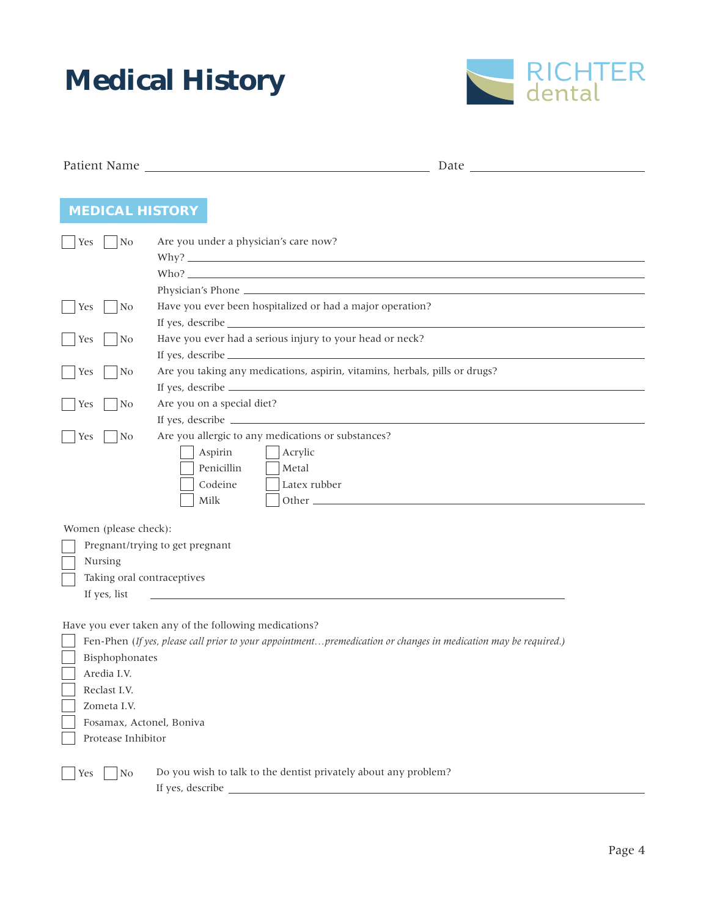# Medical History

RICHTER dental

Patient Name ______________________________ Date ____________________

## MEDICAL HISTORY

☐ Yes ☐ No Are you under a physician's care now?

Why? ______________________________

Who? ______________________________

Physician's Phone ______________________________

☐ Yes ☐ No Have you ever been hospitalized or had a major operation?

If yes, describe ______________________________

☐ Yes ☐ No Have you ever had a serious injury to your head or neck?

If yes, describe ______________________________

☐ Yes ☐ No Are you taking any medications, aspirin, vitamins, herbals, pills or drugs?

If yes, describe ______________________________

☐ Yes ☐ No Are you on a special diet?

If yes, describe ______________________________

☐ Yes ☐ No Are you allergic to any medications or substances?

- ☐ Aspirin
- ☐ Acrylic
- ☐ Penicillin
- ☐ Metal
- ☐ Codeine
- ☐ Latex rubber
- ☐ Milk
- ☐ Other ______________________________

Women (please check):

- ☐ Pregnant/trying to get pregnant
- ☐ Nursing
- ☐ Taking oral contraceptives

If yes, list ______________________________

Have you ever taken any of the following medications?

- ☐ Fen-Phen (*If yes, please call prior to your appointment…premedication or changes in medication may be required.*)
- ☐ Bisphophonates
- ☐ Aredia I.V.
- ☐ Reclast I.V.
- ☐ Zometa I.V.
- ☐ Fosamax, Actonel, Boniva
- ☐ Protease Inhibitor

☐ Yes ☐ No Do you wish to talk to the dentist privately about any problem?

If yes, describe ______________________________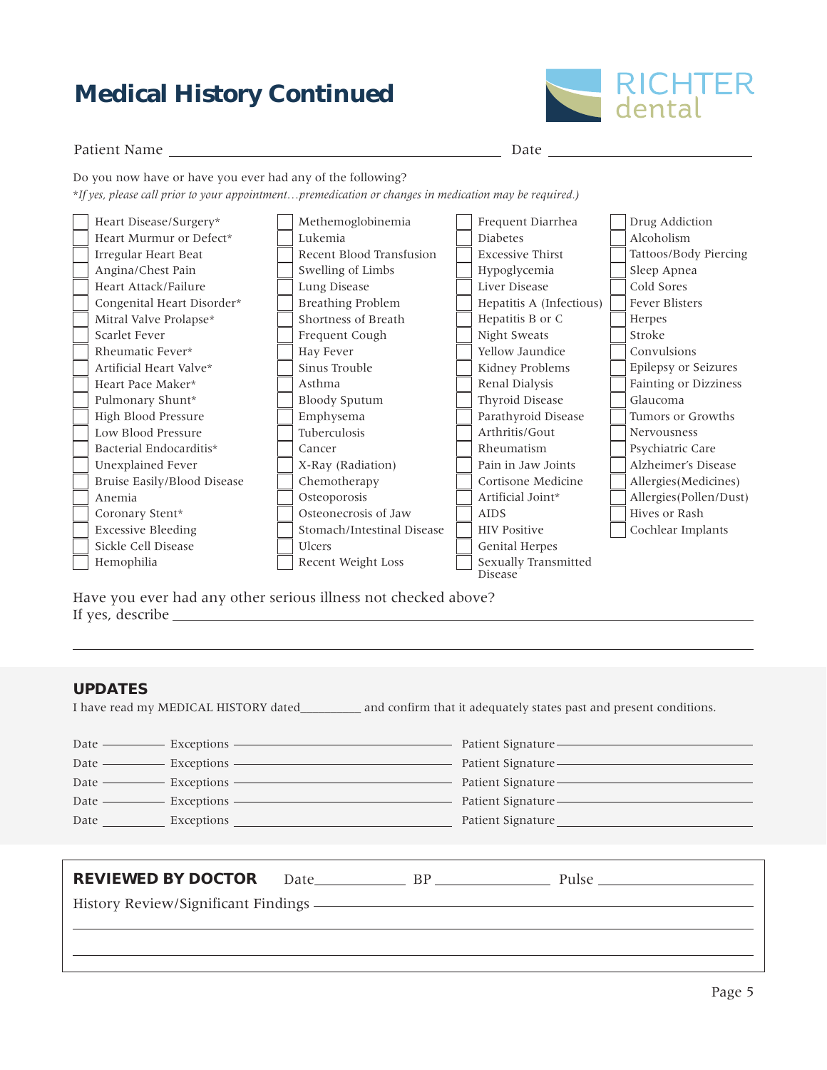# Medical History Continued

RICHTER dental

Patient Name ______________________________ Date ________________

Do you now have or have you ever had any of the following?

*\*If yes, please call prior to your appointment…premedication or changes in medication may be required.)*

- [ ] Heart Disease/Surgery*
- [ ] Heart Murmur or Defect*
- [ ] Irregular Heart Beat
- [ ] Angina/Chest Pain
- [ ] Heart Attack/Failure
- [ ] Congenital Heart Disorder*
- [ ] Mitral Valve Prolapse*
- [ ] Scarlet Fever
- [ ] Rheumatic Fever*
- [ ] Artificial Heart Valve*
- [ ] Heart Pace Maker*
- [ ] Pulmonary Shunt*
- [ ] High Blood Pressure
- [ ] Low Blood Pressure
- [ ] Bacterial Endocarditis*
- [ ] Unexplained Fever
- [ ] Bruise Easily/Blood Disease
- [ ] Anemia
- [ ] Coronary Stent*
- [ ] Excessive Bleeding
- [ ] Sickle Cell Disease
- [ ] Hemophilia
- [ ] Methemoglobinemia
- [ ] Lukemia
- [ ] Recent Blood Transfusion
- [ ] Swelling of Limbs
- [ ] Lung Disease
- [ ] Breathing Problem
- [ ] Shortness of Breath
- [ ] Frequent Cough
- [ ] Hay Fever
- [ ] Sinus Trouble
- [ ] Asthma
- [ ] Bloody Sputum
- [ ] Emphysema
- [ ] Tuberculosis
- [ ] Cancer
- [ ] X-Ray (Radiation)
- [ ] Chemotherapy
- [ ] Osteoporosis
- [ ] Osteonecrosis of Jaw
- [ ] Stomach/Intestinal Disease
- [ ] Ulcers
- [ ] Recent Weight Loss
- [ ] Frequent Diarrhea
- [ ] Diabetes
- [ ] Excessive Thirst
- [ ] Hypoglycemia
- [ ] Liver Disease
- [ ] Hepatitis A (Infectious)
- [ ] Hepatitis B or C
- [ ] Night Sweats
- [ ] Yellow Jaundice
- [ ] Kidney Problems
- [ ] Renal Dialysis
- [ ] Thyroid Disease
- [ ] Parathyroid Disease
- [ ] Arthritis/Gout
- [ ] Rheumatism
- [ ] Pain in Jaw Joints
- [ ] Cortisone Medicine
- [ ] Artificial Joint*
- [ ] AIDS
- [ ] HIV Positive
- [ ] Genital Herpes
- [ ] Sexually Transmitted Disease
- [ ] Drug Addiction
- [ ] Alcoholism
- [ ] Tattoos/Body Piercing
- [ ] Sleep Apnea
- [ ] Cold Sores
- [ ] Fever Blisters
- [ ] Herpes
- [ ] Stroke
- [ ] Convulsions
- [ ] Epilepsy or Seizures
- [ ] Fainting or Dizziness
- [ ] Glaucoma
- [ ] Tumors or Growths
- [ ] Nervousness
- [ ] Psychiatric Care
- [ ] Alzheimer's Disease
- [ ] Allergies(Medicines)
- [ ] Allergies(Pollen/Dust)
- [ ] Hives or Rash
- [ ] Cochlear Implants

Have you ever had any other serious illness not checked above?

If yes, describe ______________________________________________

______________________________________________

## UPDATES

I have read my MEDICAL HISTORY dated_________ and confirm that it adequately states past and present conditions.

Date ________ Exceptions ______________________ Patient Signature ______________________

Date ________ Exceptions ______________________ Patient Signature ______________________

Date ________ Exceptions ______________________ Patient Signature ______________________

Date ________ Exceptions ______________________ Patient Signature ______________________

Date ________ Exceptions ______________________ Patient Signature ______________________

**REVIEWED BY DOCTOR** Date___________ BP _____________ Pulse _____________

History Review/Significant Findings ______________________________________________

______________________________________________

______________________________________________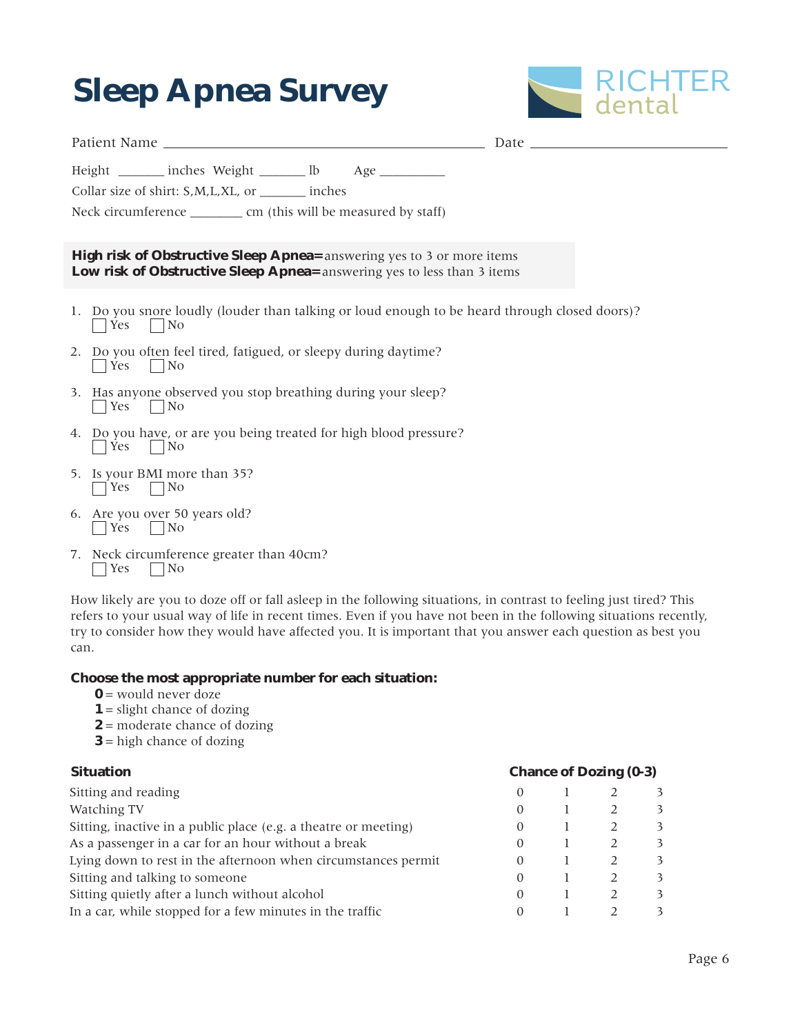# Sleep Apnea Survey

RICHTER dental

Patient Name ______________________________ Date ________________

Height _______ inches Weight _______ lb Age __________

Collar size of shirt: S,M,L,XL, or _______ inches

Neck circumference ________ cm (this will be measured by staff)

**High risk of Obstructive Sleep Apnea=** answering yes to 3 or more items
**Low risk of Obstructive Sleep Apnea=** answering yes to less than 3 items

1. Do you snore loudly (louder than talking or loud enough to be heard through closed doors)?
   ☐ Yes ☐ No
2. Do you often feel tired, fatigued, or sleepy during daytime?
   ☐ Yes ☐ No
3. Has anyone observed you stop breathing during your sleep?
   ☐ Yes ☐ No
4. Do you have, or are you being treated for high blood pressure?
   ☐ Yes ☐ No
5. Is your BMI more than 35?
   ☐ Yes ☐ No
6. Are you over 50 years old?
   ☐ Yes ☐ No
7. Neck circumference greater than 40cm?
   ☐ Yes ☐ No

How likely are you to doze off or fall asleep in the following situations, in contrast to feeling just tired? This refers to your usual way of life in recent times. Even if you have not been in the following situations recently, try to consider how they would have affected you. It is important that you answer each question as best you can.

**Choose the most appropriate number for each situation:**

- **0** = would never doze
- **1** = slight chance of dozing
- **2** = moderate chance of dozing
- **3** = high chance of dozing

| **Situation** | **Chance of Dozing (0-3)** | | | |
|---|---|---|---|---|
| Sitting and reading | 0 | 1 | 2 | 3 |
| Watching TV | 0 | 1 | 2 | 3 |
| Sitting, inactive in a public place (e.g. a theatre or meeting) | 0 | 1 | 2 | 3 |
| As a passenger in a car for an hour without a break | 0 | 1 | 2 | 3 |
| Lying down to rest in the afternoon when circumstances permit | 0 | 1 | 2 | 3 |
| Sitting and talking to someone | 0 | 1 | 2 | 3 |
| Sitting quietly after a lunch without alcohol | 0 | 1 | 2 | 3 |
| In a car, while stopped for a few minutes in the traffic | 0 | 1 | 2 | 3 |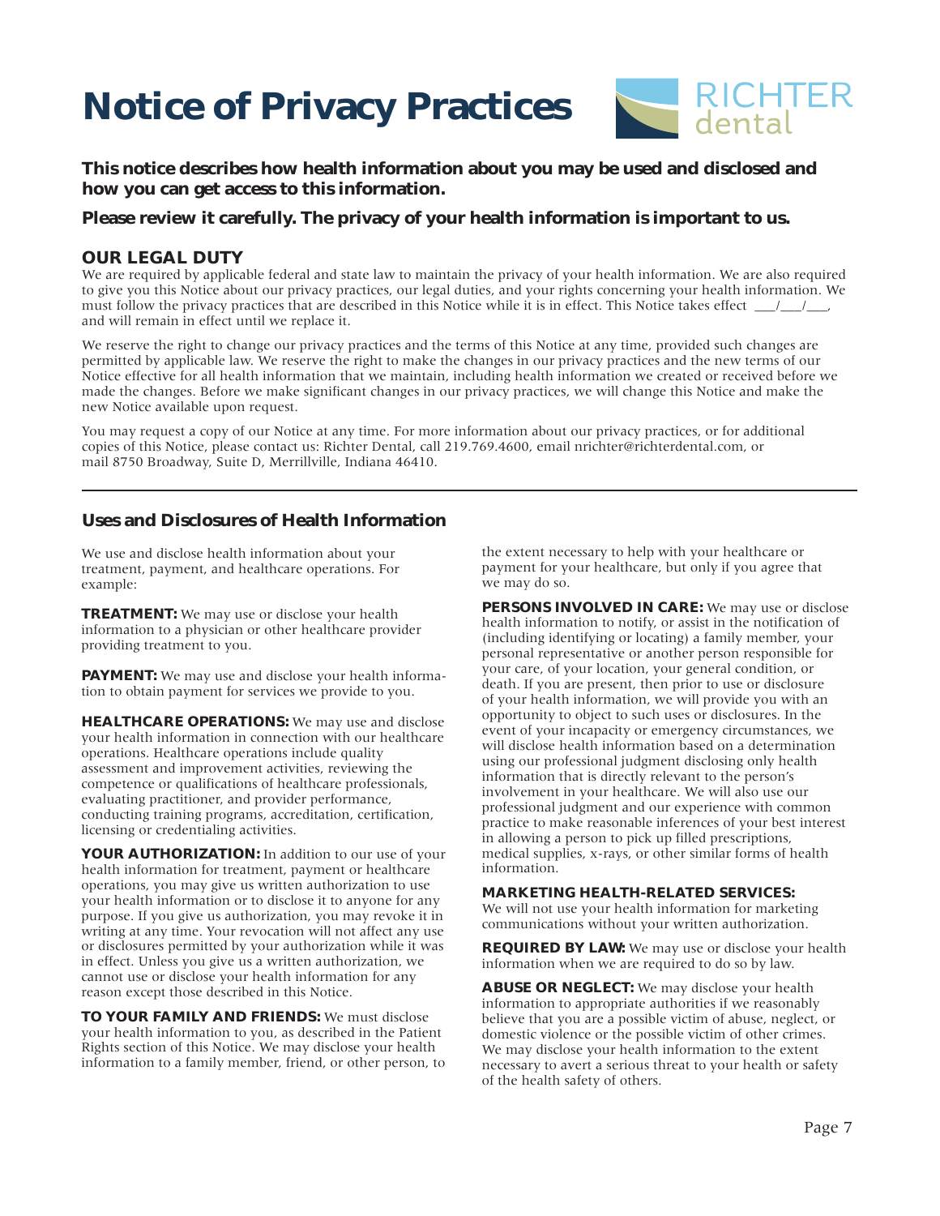# Notice of Privacy Practices

RICHTER dental

**This notice describes how health information about you may be used and disclosed and how you can get access to this information.**

**Please review it carefully. The privacy of your health information is important to us.**

## OUR LEGAL DUTY

We are required by applicable federal and state law to maintain the privacy of your health information. We are also required to give you this Notice about our privacy practices, our legal duties, and your rights concerning your health information. We must follow the privacy practices that are described in this Notice while it is in effect. This Notice takes effect ___/___/___, and will remain in effect until we replace it.

We reserve the right to change our privacy practices and the terms of this Notice at any time, provided such changes are permitted by applicable law. We reserve the right to make the changes in our privacy practices and the new terms of our Notice effective for all health information that we maintain, including health information we created or received before we made the changes. Before we make significant changes in our privacy practices, we will change this Notice and make the new Notice available upon request.

You may request a copy of our Notice at any time. For more information about our privacy practices, or for additional copies of this Notice, please contact us: Richter Dental, call 219.769.4600, email nrichter@richterdental.com, or mail 8750 Broadway, Suite D, Merrillville, Indiana 46410.

---

## Uses and Disclosures of Health Information

We use and disclose health information about your treatment, payment, and healthcare operations. For example:

**TREATMENT:** We may use or disclose your health information to a physician or other healthcare provider providing treatment to you.

**PAYMENT:** We may use and disclose your health information to obtain payment for services we provide to you.

**HEALTHCARE OPERATIONS:** We may use and disclose your health information in connection with our healthcare operations. Healthcare operations include quality assessment and improvement activities, reviewing the competence or qualifications of healthcare professionals, evaluating practitioner, and provider performance, conducting training programs, accreditation, certification, licensing or credentialing activities.

**YOUR AUTHORIZATION:** In addition to our use of your health information for treatment, payment or healthcare operations, you may give us written authorization to use your health information or to disclose it to anyone for any purpose. If you give us authorization, you may revoke it in writing at any time. Your revocation will not affect any use or disclosures permitted by your authorization while it was in effect. Unless you give us a written authorization, we cannot use or disclose your health information for any reason except those described in this Notice.

**TO YOUR FAMILY AND FRIENDS:** We must disclose your health information to you, as described in the Patient Rights section of this Notice. We may disclose your health information to a family member, friend, or other person, to the extent necessary to help with your healthcare or payment for your healthcare, but only if you agree that we may do so.

**PERSONS INVOLVED IN CARE:** We may use or disclose health information to notify, or assist in the notification of (including identifying or locating) a family member, your personal representative or another person responsible for your care, of your location, your general condition, or death. If you are present, then prior to use or disclosure of your health information, we will provide you with an opportunity to object to such uses or disclosures. In the event of your incapacity or emergency circumstances, we will disclose health information based on a determination using our professional judgment disclosing only health information that is directly relevant to the person's involvement in your healthcare. We will also use our professional judgment and our experience with common practice to make reasonable inferences of your best interest in allowing a person to pick up filled prescriptions, medical supplies, x-rays, or other similar forms of health information.

**MARKETING HEALTH-RELATED SERVICES:** We will not use your health information for marketing communications without your written authorization.

**REQUIRED BY LAW:** We may use or disclose your health information when we are required to do so by law.

**ABUSE OR NEGLECT:** We may disclose your health information to appropriate authorities if we reasonably believe that you are a possible victim of abuse, neglect, or domestic violence or the possible victim of other crimes. We may disclose your health information to the extent necessary to avert a serious threat to your health or safety of the health safety of others.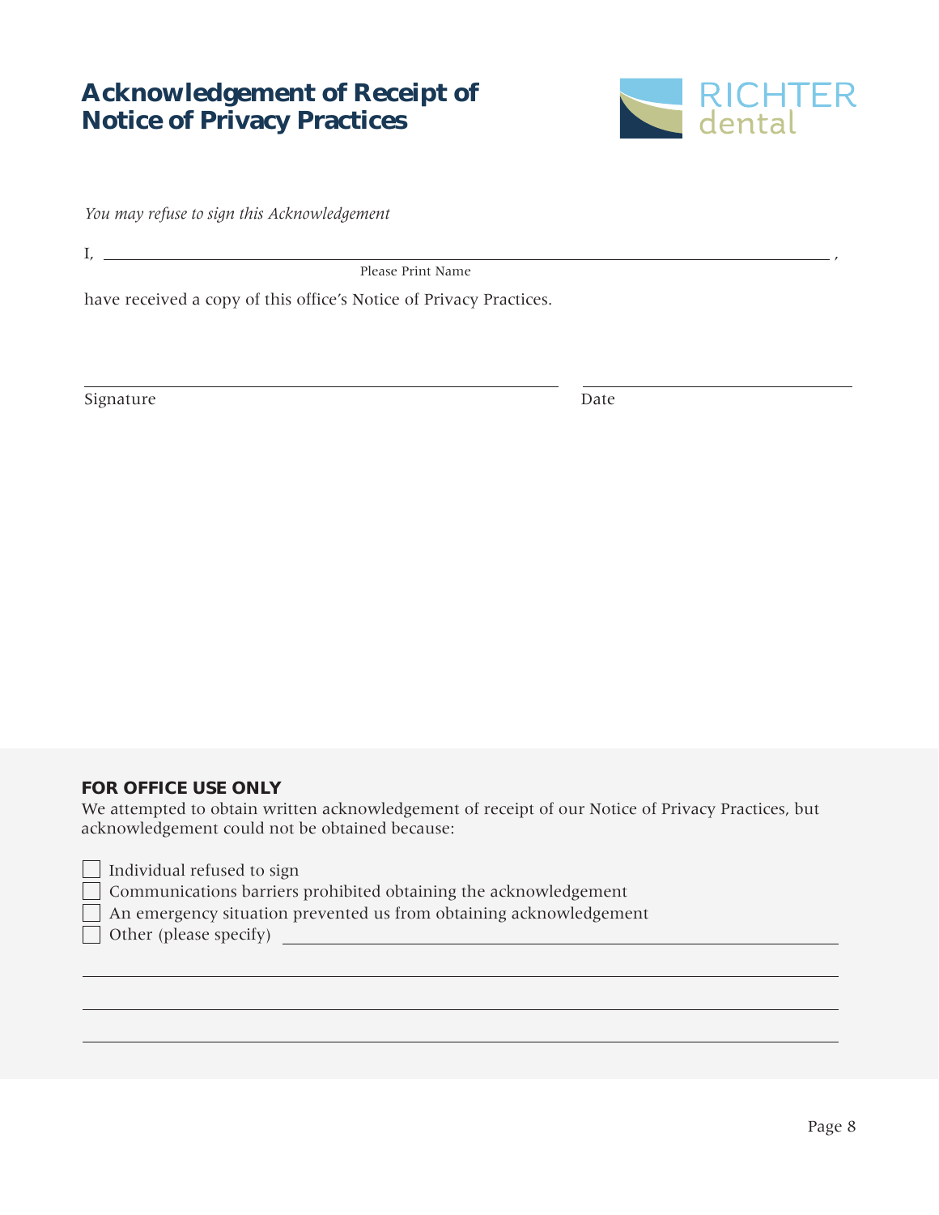# Acknowledgement of Receipt of Notice of Privacy Practices

RICHTER dental

*You may refuse to sign this Acknowledgement*

I, \_\_\_\_\_\_\_\_\_\_\_\_\_\_\_\_\_\_\_\_\_\_\_\_\_\_\_\_\_\_\_\_\_\_\_\_\_\_\_\_\_\_\_\_ ,
Please Print Name

have received a copy of this office's Notice of Privacy Practices.

\_\_\_\_\_\_\_\_\_\_\_\_\_\_\_\_\_\_\_\_\_\_\_\_\_\_\_\_\_\_ \_\_\_\_\_\_\_\_\_\_\_\_\_\_\_\_\_\_\_\_
Signature Date

**FOR OFFICE USE ONLY**

We attempted to obtain written acknowledgement of receipt of our Notice of Privacy Practices, but acknowledgement could not be obtained because:

- ☐ Individual refused to sign
- ☐ Communications barriers prohibited obtaining the acknowledgement
- ☐ An emergency situation prevented us from obtaining acknowledgement
- ☐ Other (please specify) \_\_\_\_\_\_\_\_\_\_\_\_\_\_\_\_\_\_\_\_\_\_\_\_\_\_\_\_\_\_

\_\_\_\_\_\_\_\_\_\_\_\_\_\_\_\_\_\_\_\_\_\_\_\_\_\_\_\_\_\_\_\_\_\_\_\_\_\_\_\_\_\_\_\_

\_\_\_\_\_\_\_\_\_\_\_\_\_\_\_\_\_\_\_\_\_\_\_\_\_\_\_\_\_\_\_\_\_\_\_\_\_\_\_\_\_\_\_\_

\_\_\_\_\_\_\_\_\_\_\_\_\_\_\_\_\_\_\_\_\_\_\_\_\_\_\_\_\_\_\_\_\_\_\_\_\_\_\_\_\_\_\_\_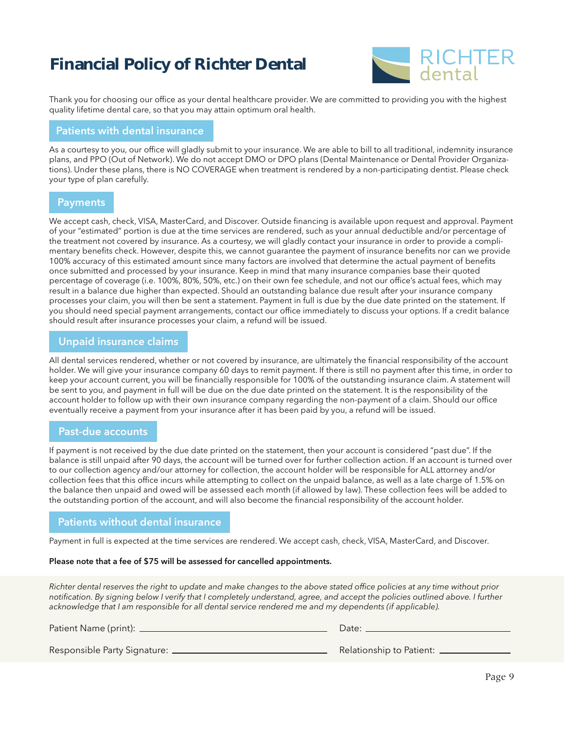# Financial Policy of Richter Dental

RICHTER dental

Thank you for choosing our office as your dental healthcare provider. We are committed to providing you with the highest quality lifetime dental care, so that you may attain optimum oral health.

## Patients with dental insurance

As a courtesy to you, our office will gladly submit to your insurance. We are able to bill to all traditional, indemnity insurance plans, and PPO (Out of Network). We do not accept DMO or DPO plans (Dental Maintenance or Dental Provider Organizations). Under these plans, there is NO COVERAGE when treatment is rendered by a non-participating dentist. Please check your type of plan carefully.

## Payments

We accept cash, check, VISA, MasterCard, and Discover. Outside financing is available upon request and approval. Payment of your "estimated" portion is due at the time services are rendered, such as your annual deductible and/or percentage of the treatment not covered by insurance. As a courtesy, we will gladly contact your insurance in order to provide a complimentary benefits check. However, despite this, we cannot guarantee the payment of insurance benefits nor can we provide 100% accuracy of this estimated amount since many factors are involved that determine the actual payment of benefits once submitted and processed by your insurance. Keep in mind that many insurance companies base their quoted percentage of coverage (i.e. 100%, 80%, 50%, etc.) on their own fee schedule, and not our office's actual fees, which may result in a balance due higher than expected. Should an outstanding balance due result after your insurance company processes your claim, you will then be sent a statement. Payment in full is due by the due date printed on the statement. If you should need special payment arrangements, contact our office immediately to discuss your options. If a credit balance should result after insurance processes your claim, a refund will be issued.

## Unpaid insurance claims

All dental services rendered, whether or not covered by insurance, are ultimately the financial responsibility of the account holder. We will give your insurance company 60 days to remit payment. If there is still no payment after this time, in order to keep your account current, you will be financially responsible for 100% of the outstanding insurance claim. A statement will be sent to you, and payment in full will be due on the due date printed on the statement. It is the responsibility of the account holder to follow up with their own insurance company regarding the non-payment of a claim. Should our office eventually receive a payment from your insurance after it has been paid by you, a refund will be issued.

## Past-due accounts

If payment is not received by the due date printed on the statement, then your account is considered "past due". If the balance is still unpaid after 90 days, the account will be turned over for further collection action. If an account is turned over to our collection agency and/our attorney for collection, the account holder will be responsible for ALL attorney and/or collection fees that this office incurs while attempting to collect on the unpaid balance, as well as a late charge of 1.5% on the balance then unpaid and owed will be assessed each month (if allowed by law). These collection fees will be added to the outstanding portion of the account, and will also become the financial responsibility of the account holder.

## Patients without dental insurance

Payment in full is expected at the time services are rendered. We accept cash, check, VISA, MasterCard, and Discover.

**Please note that a fee of $75 will be assessed for cancelled appointments.**

*Richter dental reserves the right to update and make changes to the above stated office policies at any time without prior notification. By signing below I verify that I completely understand, agree, and accept the policies outlined above. I further acknowledge that I am responsible for all dental service rendered me and my dependents (if applicable).*

Patient Name (print): ______________________ Date: ______________________

Responsible Party Signature: ______________________ Relationship to Patient: ______________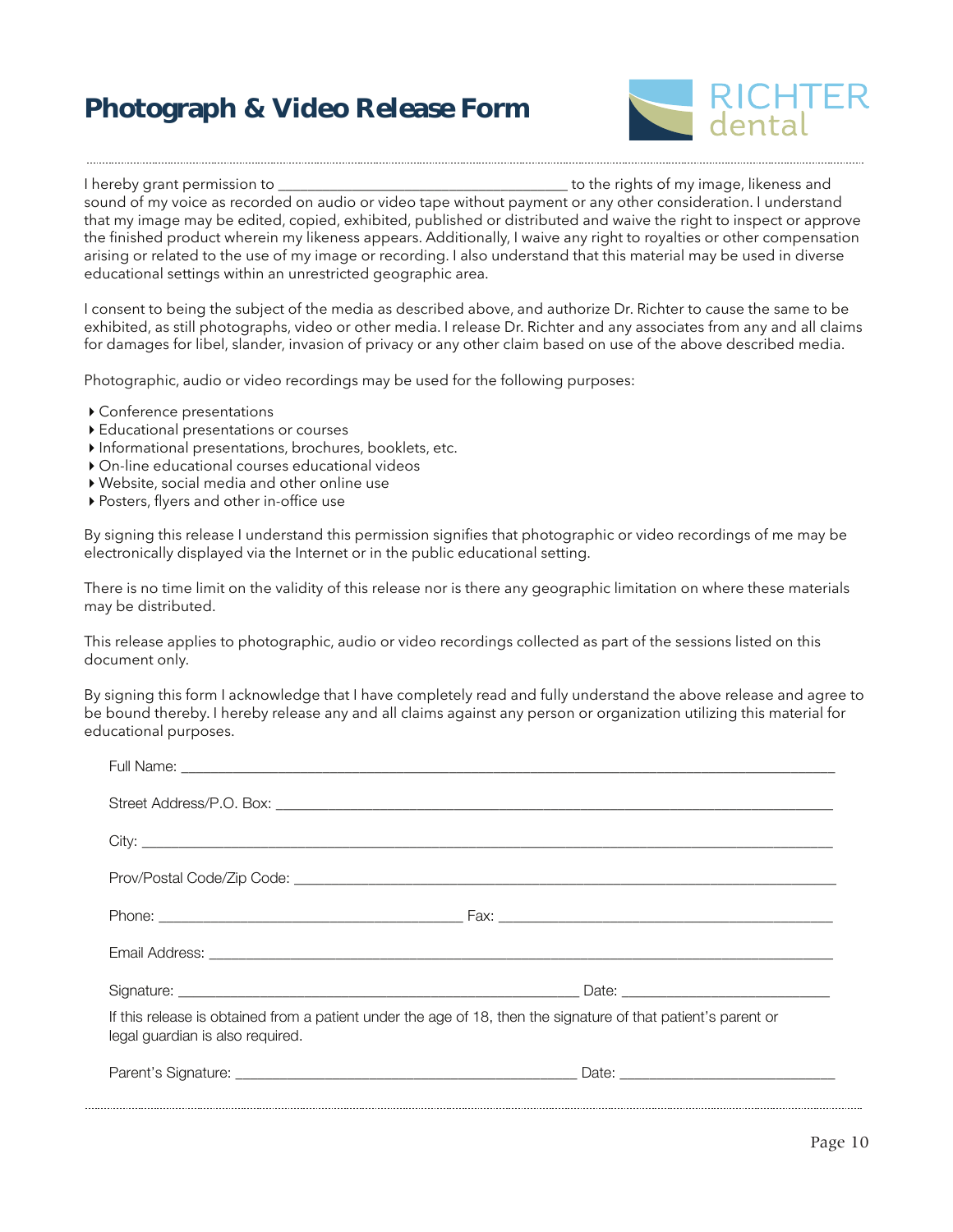# Photograph & Video Release Form

RICHTER dental

I hereby grant permission to ______________________________________ to the rights of my image, likeness and sound of my voice as recorded on audio or video tape without payment or any other consideration. I understand that my image may be edited, copied, exhibited, published or distributed and waive the right to inspect or approve the finished product wherein my likeness appears. Additionally, I waive any right to royalties or other compensation arising or related to the use of my image or recording. I also understand that this material may be used in diverse educational settings within an unrestricted geographic area.

I consent to being the subject of the media as described above, and authorize Dr. Richter to cause the same to be exhibited, as still photographs, video or other media. I release Dr. Richter and any associates from any and all claims for damages for libel, slander, invasion of privacy or any other claim based on use of the above described media.

Photographic, audio or video recordings may be used for the following purposes:

- Conference presentations
- Educational presentations or courses
- Informational presentations, brochures, booklets, etc.
- On-line educational courses educational videos
- Website, social media and other online use
- Posters, flyers and other in-office use

By signing this release I understand this permission signifies that photographic or video recordings of me may be electronically displayed via the Internet or in the public educational setting.

There is no time limit on the validity of this release nor is there any geographic limitation on where these materials may be distributed.

This release applies to photographic, audio or video recordings collected as part of the sessions listed on this document only.

By signing this form I acknowledge that I have completely read and fully understand the above release and agree to be bound thereby. I hereby release any and all claims against any person or organization utilizing this material for educational purposes.

Full Name: ______________________________________________________________________________

Street Address/P.O. Box: __________________________________________________________________

City: ___________________________________________________________________________________

Prov/Postal Code/Zip Code: ________________________________________________________________

Phone: __________________________________ Fax: ____________________________________________

Email Address: ___________________________________________________________________________

Signature: ________________________________________________ Date: __________________________

If this release is obtained from a patient under the age of 18, then the signature of that patient's parent or legal guardian is also required.

Parent's Signature: ______________________________________ Date: __________________________